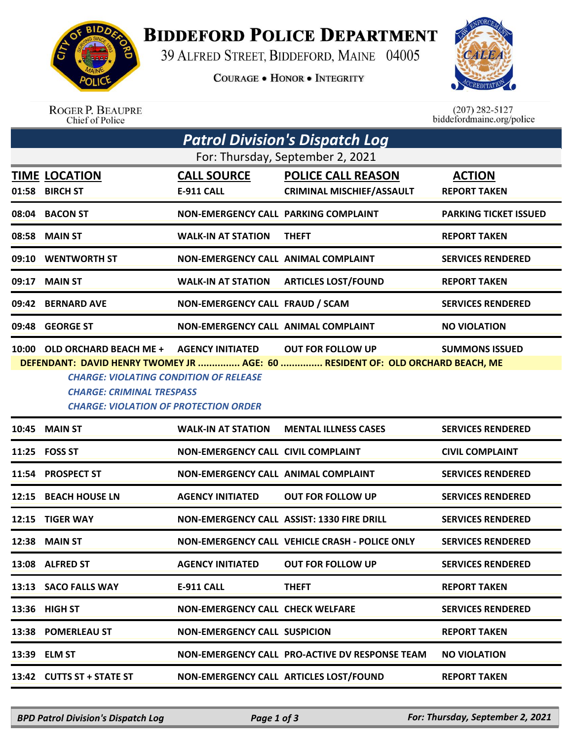# BIDDEFORD POLICE DEPARTMENT

39 ALFRED STREET, BIDDEFORD, MAINE 04005

COURAGE • HONOR • INTEGRITY

ROGER P. BEAUPRE
Chief of Police

(207) 282-5127
biddefordmaine.org/police

## Patrol Division's Dispatch Log

For: Thursday, September 2, 2021

| TIME | LOCATION | CALL SOURCE | POLICE CALL REASON | ACTION |
|---|---|---|---|---|
| 01:58 | BIRCH ST | E-911 CALL | CRIMINAL MISCHIEF/ASSAULT | REPORT TAKEN |
| 08:04 | BACON ST | NON-EMERGENCY CALL | PARKING COMPLAINT | PARKING TICKET ISSUED |
| 08:58 | MAIN ST | WALK-IN AT STATION | THEFT | REPORT TAKEN |
| 09:10 | WENTWORTH ST | NON-EMERGENCY CALL | ANIMAL COMPLAINT | SERVICES RENDERED |
| 09:17 | MAIN ST | WALK-IN AT STATION | ARTICLES LOST/FOUND | REPORT TAKEN |
| 09:42 | BERNARD AVE | NON-EMERGENCY CALL | FRAUD / SCAM | SERVICES RENDERED |
| 09:48 | GEORGE ST | NON-EMERGENCY CALL | ANIMAL COMPLAINT | NO VIOLATION |
| 10:00 | OLD ORCHARD BEACH ME + | AGENCY INITIATED | OUT FOR FOLLOW UP | SUMMONS ISSUED |

**DEFENDANT: DAVID HENRY TWOMEY JR ............... AGE: 60 ............... RESIDENT OF: OLD ORCHARD BEACH, ME**

*CHARGE: VIOLATING CONDITION OF RELEASE*
*CHARGE: CRIMINAL TRESPASS*
*CHARGE: VIOLATION OF PROTECTION ORDER*

| TIME | LOCATION | CALL SOURCE | POLICE CALL REASON | ACTION |
|---|---|---|---|---|
| 10:45 | MAIN ST | WALK-IN AT STATION | MENTAL ILLNESS CASES | SERVICES RENDERED |
| 11:25 | FOSS ST | NON-EMERGENCY CALL | CIVIL COMPLAINT | CIVIL COMPLAINT |
| 11:54 | PROSPECT ST | NON-EMERGENCY CALL | ANIMAL COMPLAINT | SERVICES RENDERED |
| 12:15 | BEACH HOUSE LN | AGENCY INITIATED | OUT FOR FOLLOW UP | SERVICES RENDERED |
| 12:15 | TIGER WAY | NON-EMERGENCY CALL | ASSIST: 1330 FIRE DRILL | SERVICES RENDERED |
| 12:38 | MAIN ST | NON-EMERGENCY CALL | VEHICLE CRASH - POLICE ONLY | SERVICES RENDERED |
| 13:08 | ALFRED ST | AGENCY INITIATED | OUT FOR FOLLOW UP | SERVICES RENDERED |
| 13:13 | SACO FALLS WAY | E-911 CALL | THEFT | REPORT TAKEN |
| 13:36 | HIGH ST | NON-EMERGENCY CALL | CHECK WELFARE | SERVICES RENDERED |
| 13:38 | POMERLEAU ST | NON-EMERGENCY CALL | SUSPICION | REPORT TAKEN |
| 13:39 | ELM ST | NON-EMERGENCY CALL | PRO-ACTIVE DV RESPONSE TEAM | NO VIOLATION |
| 13:42 | CUTTS ST + STATE ST | NON-EMERGENCY CALL | ARTICLES LOST/FOUND | REPORT TAKEN |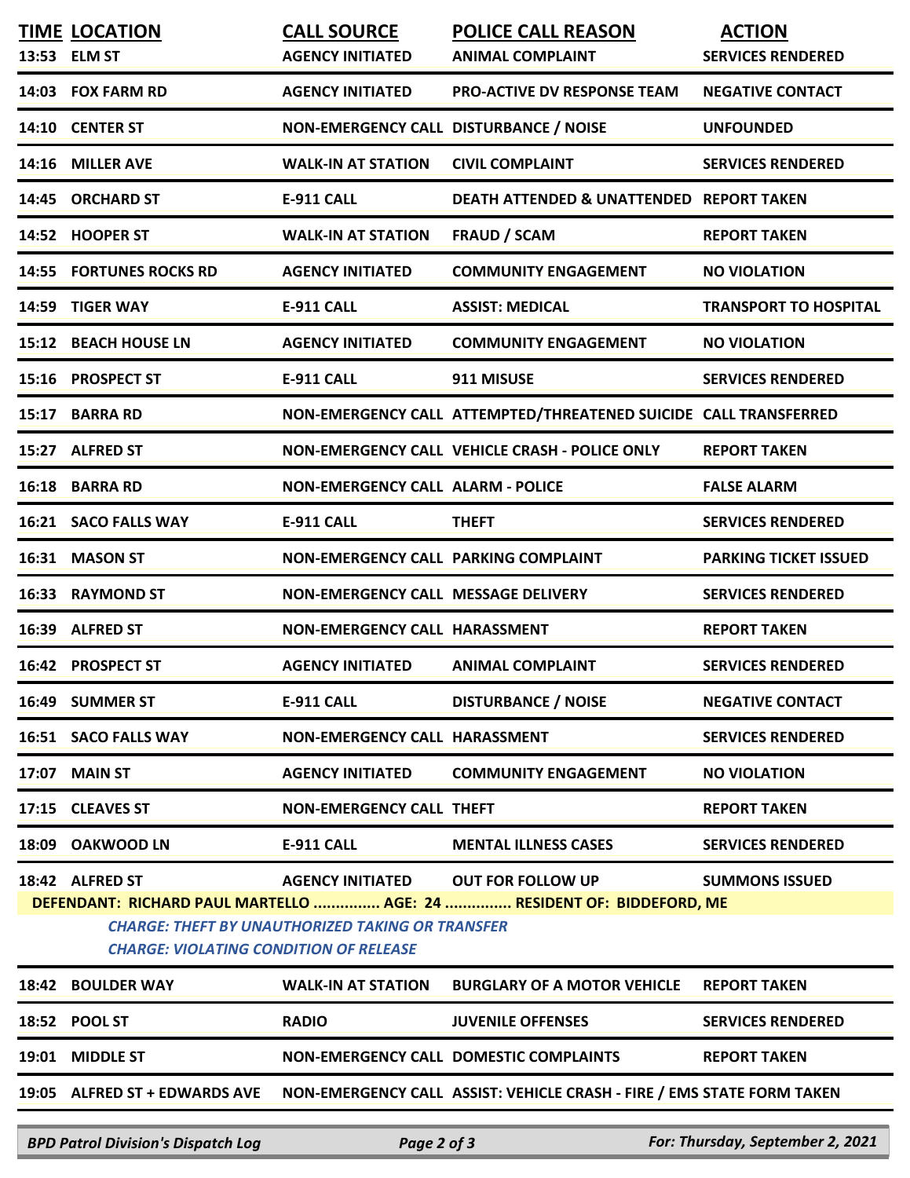| TIME | LOCATION | CALL SOURCE | POLICE CALL REASON | ACTION |
|---|---|---|---|---|
| 13:53 | ELM ST | AGENCY INITIATED | ANIMAL COMPLAINT | SERVICES RENDERED |
| 14:03 | FOX FARM RD | AGENCY INITIATED | PRO-ACTIVE DV RESPONSE TEAM | NEGATIVE CONTACT |
| 14:10 | CENTER ST | NON-EMERGENCY CALL | DISTURBANCE / NOISE | UNFOUNDED |
| 14:16 | MILLER AVE | WALK-IN AT STATION | CIVIL COMPLAINT | SERVICES RENDERED |
| 14:45 | ORCHARD ST | E-911 CALL | DEATH ATTENDED & UNATTENDED | REPORT TAKEN |
| 14:52 | HOOPER ST | WALK-IN AT STATION | FRAUD / SCAM | REPORT TAKEN |
| 14:55 | FORTUNES ROCKS RD | AGENCY INITIATED | COMMUNITY ENGAGEMENT | NO VIOLATION |
| 14:59 | TIGER WAY | E-911 CALL | ASSIST: MEDICAL | TRANSPORT TO HOSPITAL |
| 15:12 | BEACH HOUSE LN | AGENCY INITIATED | COMMUNITY ENGAGEMENT | NO VIOLATION |
| 15:16 | PROSPECT ST | E-911 CALL | 911 MISUSE | SERVICES RENDERED |
| 15:17 | BARRA RD | NON-EMERGENCY CALL | ATTEMPTED/THREATENED SUICIDE | CALL TRANSFERRED |
| 15:27 | ALFRED ST | NON-EMERGENCY CALL | VEHICLE CRASH - POLICE ONLY | REPORT TAKEN |
| 16:18 | BARRA RD | NON-EMERGENCY CALL | ALARM - POLICE | FALSE ALARM |
| 16:21 | SACO FALLS WAY | E-911 CALL | THEFT | SERVICES RENDERED |
| 16:31 | MASON ST | NON-EMERGENCY CALL | PARKING COMPLAINT | PARKING TICKET ISSUED |
| 16:33 | RAYMOND ST | NON-EMERGENCY CALL | MESSAGE DELIVERY | SERVICES RENDERED |
| 16:39 | ALFRED ST | NON-EMERGENCY CALL | HARASSMENT | REPORT TAKEN |
| 16:42 | PROSPECT ST | AGENCY INITIATED | ANIMAL COMPLAINT | SERVICES RENDERED |
| 16:49 | SUMMER ST | E-911 CALL | DISTURBANCE / NOISE | NEGATIVE CONTACT |
| 16:51 | SACO FALLS WAY | NON-EMERGENCY CALL | HARASSMENT | SERVICES RENDERED |
| 17:07 | MAIN ST | AGENCY INITIATED | COMMUNITY ENGAGEMENT | NO VIOLATION |
| 17:15 | CLEAVES ST | NON-EMERGENCY CALL | THEFT | REPORT TAKEN |
| 18:09 | OAKWOOD LN | E-911 CALL | MENTAL ILLNESS CASES | SERVICES RENDERED |
| 18:42 | ALFRED ST | AGENCY INITIATED | OUT FOR FOLLOW UP | SUMMONS ISSUED |

**DEFENDANT: RICHARD PAUL MARTELLO ............... AGE: 24 ............... RESIDENT OF: BIDDEFORD, ME**

*CHARGE: THEFT BY UNAUTHORIZED TAKING OR TRANSFER*
*CHARGE: VIOLATING CONDITION OF RELEASE*

| TIME | LOCATION | CALL SOURCE | POLICE CALL REASON | ACTION |
|---|---|---|---|---|
| 18:42 | BOULDER WAY | WALK-IN AT STATION | BURGLARY OF A MOTOR VEHICLE | REPORT TAKEN |
| 18:52 | POOL ST | RADIO | JUVENILE OFFENSES | SERVICES RENDERED |
| 19:01 | MIDDLE ST | NON-EMERGENCY CALL | DOMESTIC COMPLAINTS | REPORT TAKEN |
| 19:05 | ALFRED ST + EDWARDS AVE | NON-EMERGENCY CALL | ASSIST: VEHICLE CRASH - FIRE / EMS | STATE FORM TAKEN |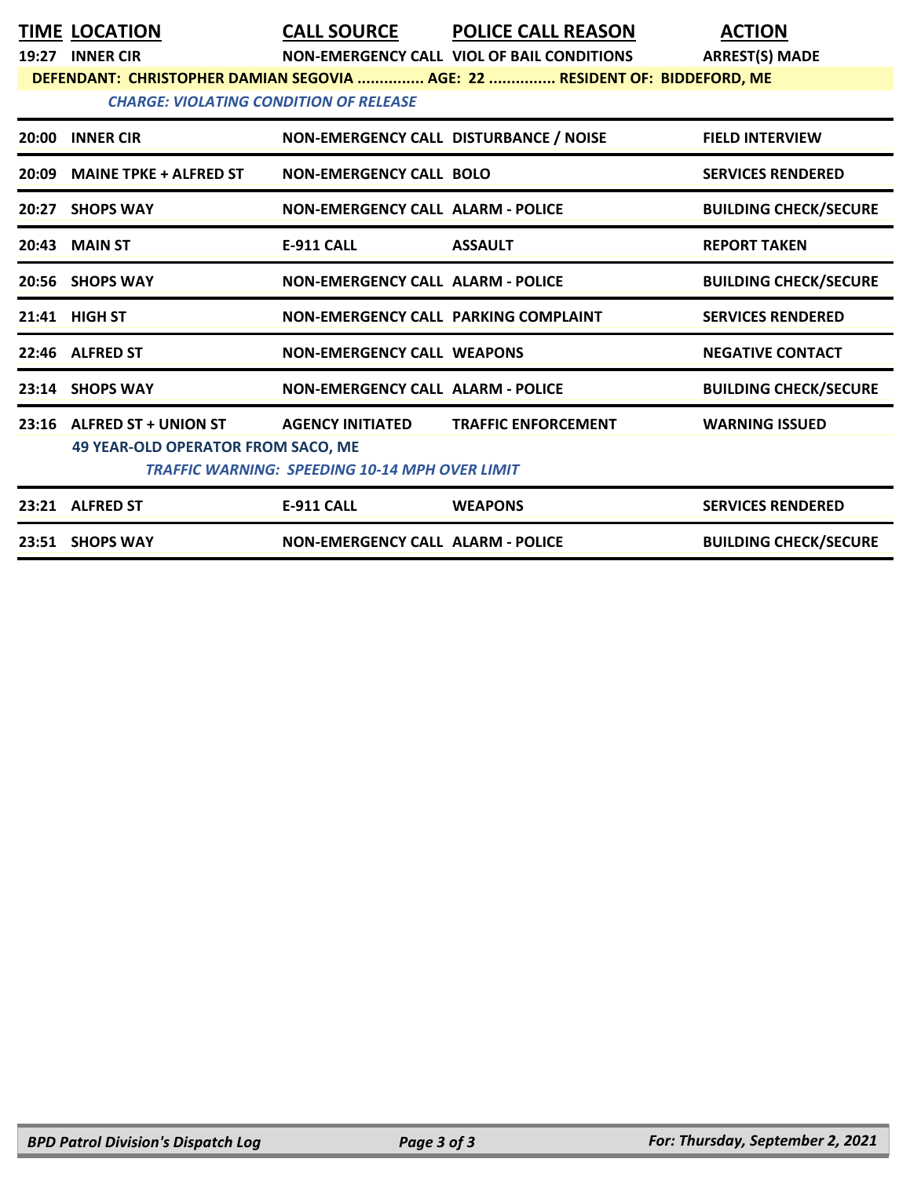| TIME | LOCATION | CALL SOURCE | POLICE CALL REASON | ACTION |
|---|---|---|---|---|
| 19:27 | INNER CIR | NON-EMERGENCY CALL | VIOL OF BAIL CONDITIONS | ARREST(S) MADE |
| | DEFENDANT: CHRISTOPHER DAMIAN SEGOVIA ............... AGE: 22 ............... RESIDENT OF: BIDDEFORD, ME | | | |
| | *CHARGE: VIOLATING CONDITION OF RELEASE* | | | |
| 20:00 | INNER CIR | NON-EMERGENCY CALL | DISTURBANCE / NOISE | FIELD INTERVIEW |
| 20:09 | MAINE TPKE + ALFRED ST | NON-EMERGENCY CALL | BOLO | SERVICES RENDERED |
| 20:27 | SHOPS WAY | NON-EMERGENCY CALL | ALARM - POLICE | BUILDING CHECK/SECURE |
| 20:43 | MAIN ST | E-911 CALL | ASSAULT | REPORT TAKEN |
| 20:56 | SHOPS WAY | NON-EMERGENCY CALL | ALARM - POLICE | BUILDING CHECK/SECURE |
| 21:41 | HIGH ST | NON-EMERGENCY CALL | PARKING COMPLAINT | SERVICES RENDERED |
| 22:46 | ALFRED ST | NON-EMERGENCY CALL | WEAPONS | NEGATIVE CONTACT |
| 23:14 | SHOPS WAY | NON-EMERGENCY CALL | ALARM - POLICE | BUILDING CHECK/SECURE |
| 23:16 | ALFRED ST + UNION ST | AGENCY INITIATED | TRAFFIC ENFORCEMENT | WARNING ISSUED |
| | 49 YEAR-OLD OPERATOR FROM SACO, ME | | | |
| | *TRAFFIC WARNING: SPEEDING 10-14 MPH OVER LIMIT* | | | |
| 23:21 | ALFRED ST | E-911 CALL | WEAPONS | SERVICES RENDERED |
| 23:51 | SHOPS WAY | NON-EMERGENCY CALL | ALARM - POLICE | BUILDING CHECK/SECURE |

*BPD Patrol Division's Dispatch Log* — *For: Thursday, September 2, 2021*